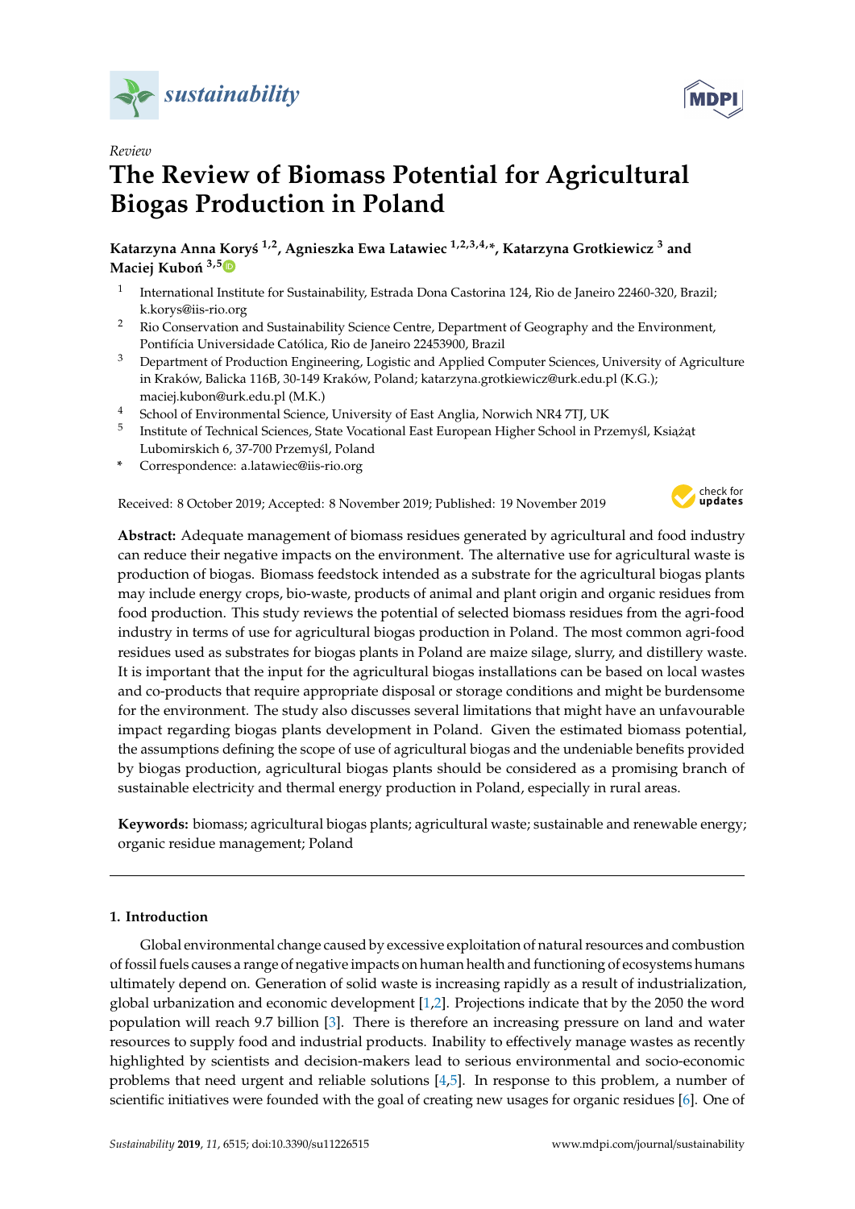*Review*

# The Review of Biomass Potential for Agricultural Biogas Production in Poland

**Katarzyna Anna Koryś [1,2], Agnieszka Ewa Latawiec [1,2,3,4,*], Katarzyna Grotkiewicz [3] and Maciej Kuboń [3,5]**

1. International Institute for Sustainability, Estrada Dona Castorina 124, Rio de Janeiro 22460-320, Brazil; k.korys@iis-rio.org
2. Rio Conservation and Sustainability Science Centre, Department of Geography and the Environment, Pontifícia Universidade Católica, Rio de Janeiro 22453900, Brazil
3. Department of Production Engineering, Logistic and Applied Computer Sciences, University of Agriculture in Kraków, Balicka 116B, 30-149 Kraków, Poland; katarzyna.grotkiewicz@urk.edu.pl (K.G.); maciej.kubon@urk.edu.pl (M.K.)
4. School of Environmental Science, University of East Anglia, Norwich NR4 7TJ, UK
5. Institute of Technical Sciences, State Vocational East European Higher School in Przemyśl, Książąt Lubomirskich 6, 37-700 Przemyśl, Poland

\* Correspondence: a.latawiec@iis-rio.org

Received: 8 October 2019; Accepted: 8 November 2019; Published: 19 November 2019

**Abstract:** Adequate management of biomass residues generated by agricultural and food industry can reduce their negative impacts on the environment. The alternative use for agricultural waste is production of biogas. Biomass feedstock intended as a substrate for the agricultural biogas plants may include energy crops, bio-waste, products of animal and plant origin and organic residues from food production. This study reviews the potential of selected biomass residues from the agri-food industry in terms of use for agricultural biogas production in Poland. The most common agri-food residues used as substrates for biogas plants in Poland are maize silage, slurry, and distillery waste. It is important that the input for the agricultural biogas installations can be based on local wastes and co-products that require appropriate disposal or storage conditions and might be burdensome for the environment. The study also discusses several limitations that might have an unfavourable impact regarding biogas plants development in Poland. Given the estimated biomass potential, the assumptions defining the scope of use of agricultural biogas and the undeniable benefits provided by biogas production, agricultural biogas plants should be considered as a promising branch of sustainable electricity and thermal energy production in Poland, especially in rural areas.

**Keywords:** biomass; agricultural biogas plants; agricultural waste; sustainable and renewable energy; organic residue management; Poland

## 1. Introduction

Global environmental change caused by excessive exploitation of natural resources and combustion of fossil fuels causes a range of negative impacts on human health and functioning of ecosystems humans ultimately depend on. Generation of solid waste is increasing rapidly as a result of industrialization, global urbanization and economic development [1,2]. Projections indicate that by the 2050 the word population will reach 9.7 billion [3]. There is therefore an increasing pressure on land and water resources to supply food and industrial products. Inability to effectively manage wastes as recently highlighted by scientists and decision-makers lead to serious environmental and socio-economic problems that need urgent and reliable solutions [4,5]. In response to this problem, a number of scientific initiatives were founded with the goal of creating new usages for organic residues [6]. One of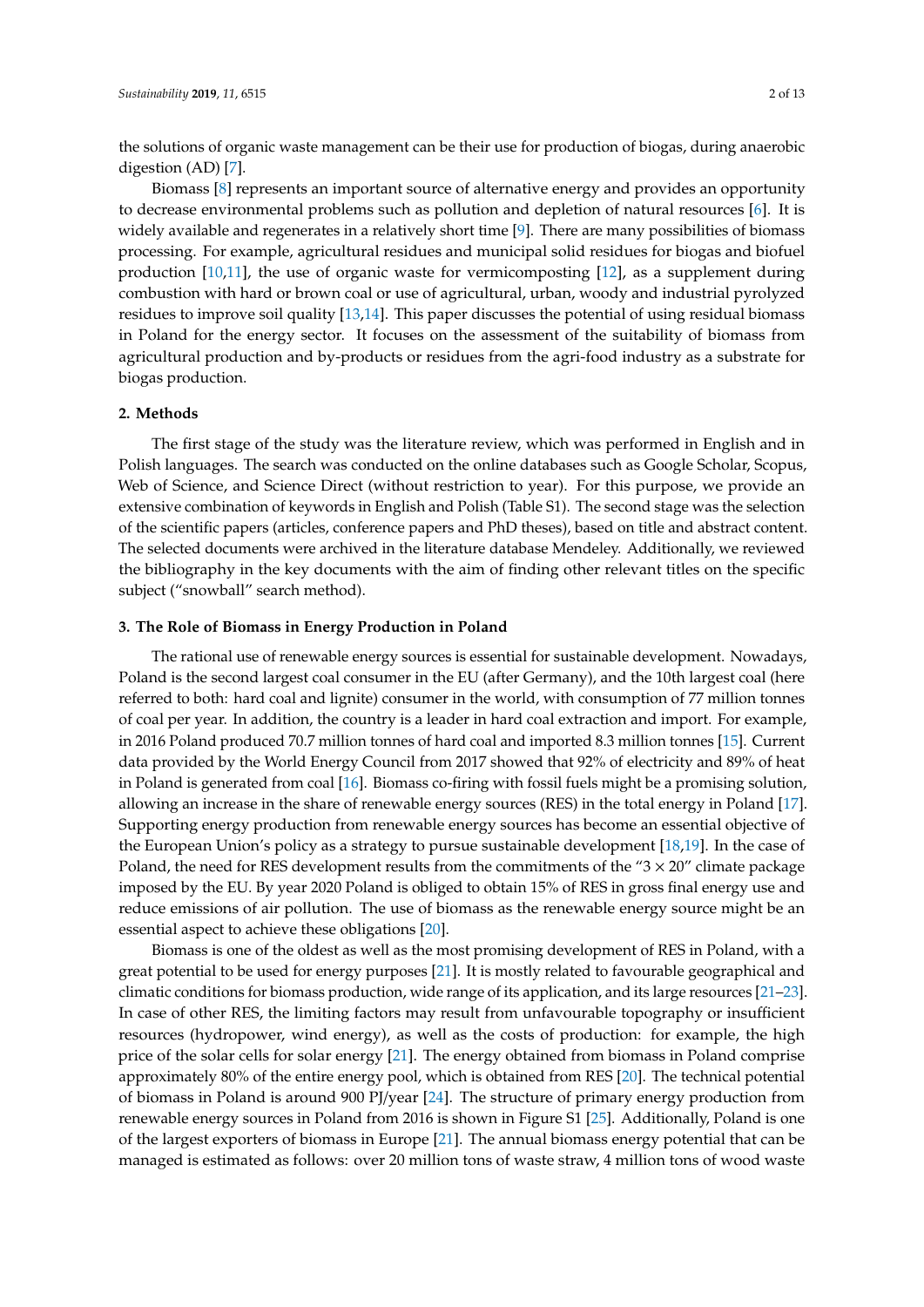the solutions of organic waste management can be their use for production of biogas, during anaerobic digestion (AD) [7].

Biomass [8] represents an important source of alternative energy and provides an opportunity to decrease environmental problems such as pollution and depletion of natural resources [6]. It is widely available and regenerates in a relatively short time [9]. There are many possibilities of biomass processing. For example, agricultural residues and municipal solid residues for biogas and biofuel production [10,11], the use of organic waste for vermicomposting [12], as a supplement during combustion with hard or brown coal or use of agricultural, urban, woody and industrial pyrolyzed residues to improve soil quality [13,14]. This paper discusses the potential of using residual biomass in Poland for the energy sector. It focuses on the assessment of the suitability of biomass from agricultural production and by-products or residues from the agri-food industry as a substrate for biogas production.

## 2. Methods

The first stage of the study was the literature review, which was performed in English and in Polish languages. The search was conducted on the online databases such as Google Scholar, Scopus, Web of Science, and Science Direct (without restriction to year). For this purpose, we provide an extensive combination of keywords in English and Polish (Table S1). The second stage was the selection of the scientific papers (articles, conference papers and PhD theses), based on title and abstract content. The selected documents were archived in the literature database Mendeley. Additionally, we reviewed the bibliography in the key documents with the aim of finding other relevant titles on the specific subject ("snowball" search method).

## 3. The Role of Biomass in Energy Production in Poland

The rational use of renewable energy sources is essential for sustainable development. Nowadays, Poland is the second largest coal consumer in the EU (after Germany), and the 10th largest coal (here referred to both: hard coal and lignite) consumer in the world, with consumption of 77 million tonnes of coal per year. In addition, the country is a leader in hard coal extraction and import. For example, in 2016 Poland produced 70.7 million tonnes of hard coal and imported 8.3 million tonnes [15]. Current data provided by the World Energy Council from 2017 showed that 92% of electricity and 89% of heat in Poland is generated from coal [16]. Biomass co-firing with fossil fuels might be a promising solution, allowing an increase in the share of renewable energy sources (RES) in the total energy in Poland [17]. Supporting energy production from renewable energy sources has become an essential objective of the European Union's policy as a strategy to pursue sustainable development [18,19]. In the case of Poland, the need for RES development results from the commitments of the "3 × 20" climate package imposed by the EU. By year 2020 Poland is obliged to obtain 15% of RES in gross final energy use and reduce emissions of air pollution. The use of biomass as the renewable energy source might be an essential aspect to achieve these obligations [20].

Biomass is one of the oldest as well as the most promising development of RES in Poland, with a great potential to be used for energy purposes [21]. It is mostly related to favourable geographical and climatic conditions for biomass production, wide range of its application, and its large resources [21–23]. In case of other RES, the limiting factors may result from unfavourable topography or insufficient resources (hydropower, wind energy), as well as the costs of production: for example, the high price of the solar cells for solar energy [21]. The energy obtained from biomass in Poland comprise approximately 80% of the entire energy pool, which is obtained from RES [20]. The technical potential of biomass in Poland is around 900 PJ/year [24]. The structure of primary energy production from renewable energy sources in Poland from 2016 is shown in Figure S1 [25]. Additionally, Poland is one of the largest exporters of biomass in Europe [21]. The annual biomass energy potential that can be managed is estimated as follows: over 20 million tons of waste straw, 4 million tons of wood waste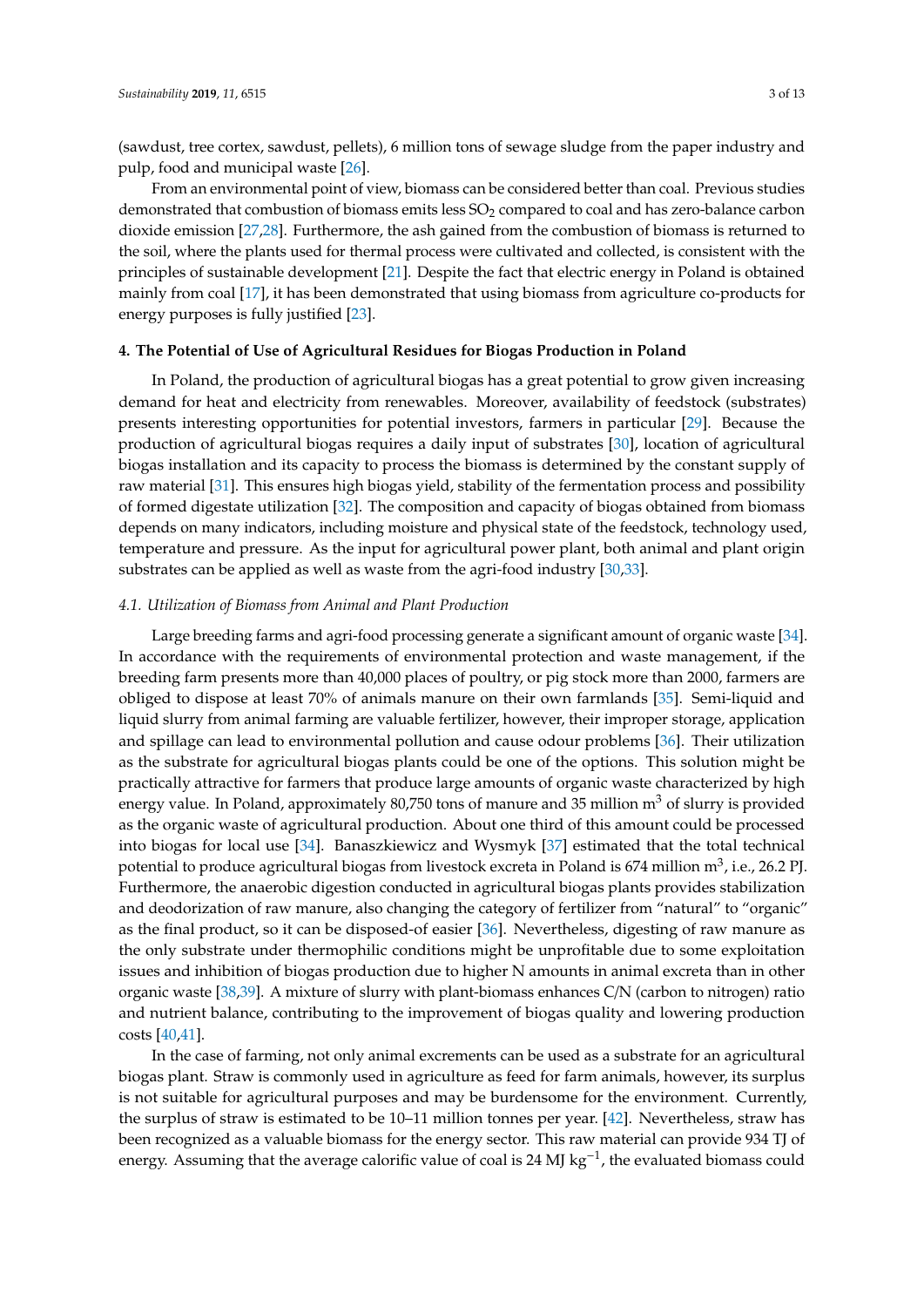(sawdust, tree cortex, sawdust, pellets), 6 million tons of sewage sludge from the paper industry and pulp, food and municipal waste [26].

From an environmental point of view, biomass can be considered better than coal. Previous studies demonstrated that combustion of biomass emits less $SO_2$ compared to coal and has zero-balance carbon dioxide emission [27,28]. Furthermore, the ash gained from the combustion of biomass is returned to the soil, where the plants used for thermal process were cultivated and collected, is consistent with the principles of sustainable development [21]. Despite the fact that electric energy in Poland is obtained mainly from coal [17], it has been demonstrated that using biomass from agriculture co-products for energy purposes is fully justified [23].

## 4. The Potential of Use of Agricultural Residues for Biogas Production in Poland

In Poland, the production of agricultural biogas has a great potential to grow given increasing demand for heat and electricity from renewables. Moreover, availability of feedstock (substrates) presents interesting opportunities for potential investors, farmers in particular [29]. Because the production of agricultural biogas requires a daily input of substrates [30], location of agricultural biogas installation and its capacity to process the biomass is determined by the constant supply of raw material [31]. This ensures high biogas yield, stability of the fermentation process and possibility of formed digestate utilization [32]. The composition and capacity of biogas obtained from biomass depends on many indicators, including moisture and physical state of the feedstock, technology used, temperature and pressure. As the input for agricultural power plant, both animal and plant origin substrates can be applied as well as waste from the agri-food industry [30,33].

### *4.1. Utilization of Biomass from Animal and Plant Production*

Large breeding farms and agri-food processing generate a significant amount of organic waste [34]. In accordance with the requirements of environmental protection and waste management, if the breeding farm presents more than 40,000 places of poultry, or pig stock more than 2000, farmers are obliged to dispose at least 70% of animals manure on their own farmlands [35]. Semi-liquid and liquid slurry from animal farming are valuable fertilizer, however, their improper storage, application and spillage can lead to environmental pollution and cause odour problems [36]. Their utilization as the substrate for agricultural biogas plants could be one of the options. This solution might be practically attractive for farmers that produce large amounts of organic waste characterized by high energy value. In Poland, approximately 80,750 tons of manure and 35 million $m^3$ of slurry is provided as the organic waste of agricultural production. About one third of this amount could be processed into biogas for local use [34]. Banaszkiewicz and Wysmyk [37] estimated that the total technical potential to produce agricultural biogas from livestock excreta in Poland is 674 million $m^3$, i.e., 26.2 PJ. Furthermore, the anaerobic digestion conducted in agricultural biogas plants provides stabilization and deodorization of raw manure, also changing the category of fertilizer from "natural" to "organic" as the final product, so it can be disposed-of easier [36]. Nevertheless, digesting of raw manure as the only substrate under thermophilic conditions might be unprofitable due to some exploitation issues and inhibition of biogas production due to higher N amounts in animal excreta than in other organic waste [38,39]. A mixture of slurry with plant-biomass enhances C/N (carbon to nitrogen) ratio and nutrient balance, contributing to the improvement of biogas quality and lowering production costs [40,41].

In the case of farming, not only animal excrements can be used as a substrate for an agricultural biogas plant. Straw is commonly used in agriculture as feed for farm animals, however, its surplus is not suitable for agricultural purposes and may be burdensome for the environment. Currently, the surplus of straw is estimated to be 10–11 million tonnes per year. [42]. Nevertheless, straw has been recognized as a valuable biomass for the energy sector. This raw material can provide 934 TJ of energy. Assuming that the average calorific value of coal is 24 MJ $kg^{-1}$, the evaluated biomass could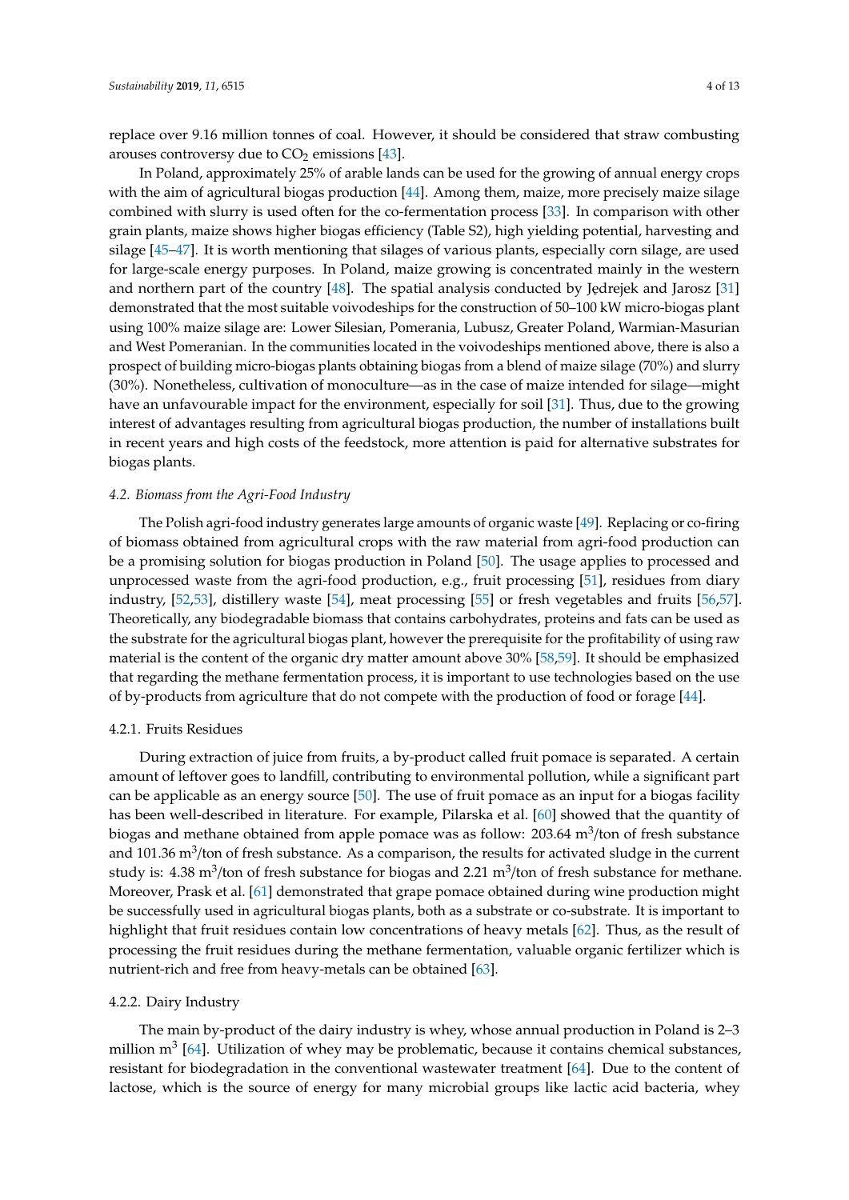replace over 9.16 million tonnes of coal. However, it should be considered that straw combusting arouses controversy due to $CO_2$ emissions [43].

In Poland, approximately 25% of arable lands can be used for the growing of annual energy crops with the aim of agricultural biogas production [44]. Among them, maize, more precisely maize silage combined with slurry is used often for the co-fermentation process [33]. In comparison with other grain plants, maize shows higher biogas efficiency (Table S2), high yielding potential, harvesting and silage [45–47]. It is worth mentioning that silages of various plants, especially corn silage, are used for large-scale energy purposes. In Poland, maize growing is concentrated mainly in the western and northern part of the country [48]. The spatial analysis conducted by Jędrejek and Jarosz [31] demonstrated that the most suitable voivodeships for the construction of 50–100 kW micro-biogas plant using 100% maize silage are: Lower Silesian, Pomerania, Lubusz, Greater Poland, Warmian-Masurian and West Pomeranian. In the communities located in the voivodeships mentioned above, there is also a prospect of building micro-biogas plants obtaining biogas from a blend of maize silage (70%) and slurry (30%). Nonetheless, cultivation of monoculture—as in the case of maize intended for silage—might have an unfavourable impact for the environment, especially for soil [31]. Thus, due to the growing interest of advantages resulting from agricultural biogas production, the number of installations built in recent years and high costs of the feedstock, more attention is paid for alternative substrates for biogas plants.

### *4.2. Biomass from the Agri-Food Industry*

The Polish agri-food industry generates large amounts of organic waste [49]. Replacing or co-firing of biomass obtained from agricultural crops with the raw material from agri-food production can be a promising solution for biogas production in Poland [50]. The usage applies to processed and unprocessed waste from the agri-food production, e.g., fruit processing [51], residues from diary industry, [52,53], distillery waste [54], meat processing [55] or fresh vegetables and fruits [56,57]. Theoretically, any biodegradable biomass that contains carbohydrates, proteins and fats can be used as the substrate for the agricultural biogas plant, however the prerequisite for the profitability of using raw material is the content of the organic dry matter amount above 30% [58,59]. It should be emphasized that regarding the methane fermentation process, it is important to use technologies based on the use of by-products from agriculture that do not compete with the production of food or forage [44].

#### 4.2.1. Fruits Residues

During extraction of juice from fruits, a by-product called fruit pomace is separated. A certain amount of leftover goes to landfill, contributing to environmental pollution, while a significant part can be applicable as an energy source [50]. The use of fruit pomace as an input for a biogas facility has been well-described in literature. For example, Pilarska et al. [60] showed that the quantity of biogas and methane obtained from apple pomace was as follow: 203.64 $m^3$/ton of fresh substance and 101.36 $m^3$/ton of fresh substance. As a comparison, the results for activated sludge in the current study is: 4.38 $m^3$/ton of fresh substance for biogas and 2.21 $m^3$/ton of fresh substance for methane. Moreover, Prask et al. [61] demonstrated that grape pomace obtained during wine production might be successfully used in agricultural biogas plants, both as a substrate or co-substrate. It is important to highlight that fruit residues contain low concentrations of heavy metals [62]. Thus, as the result of processing the fruit residues during the methane fermentation, valuable organic fertilizer which is nutrient-rich and free from heavy-metals can be obtained [63].

#### 4.2.2. Dairy Industry

The main by-product of the dairy industry is whey, whose annual production in Poland is 2–3 million $m^3$ [64]. Utilization of whey may be problematic, because it contains chemical substances, resistant for biodegradation in the conventional wastewater treatment [64]. Due to the content of lactose, which is the source of energy for many microbial groups like lactic acid bacteria, whey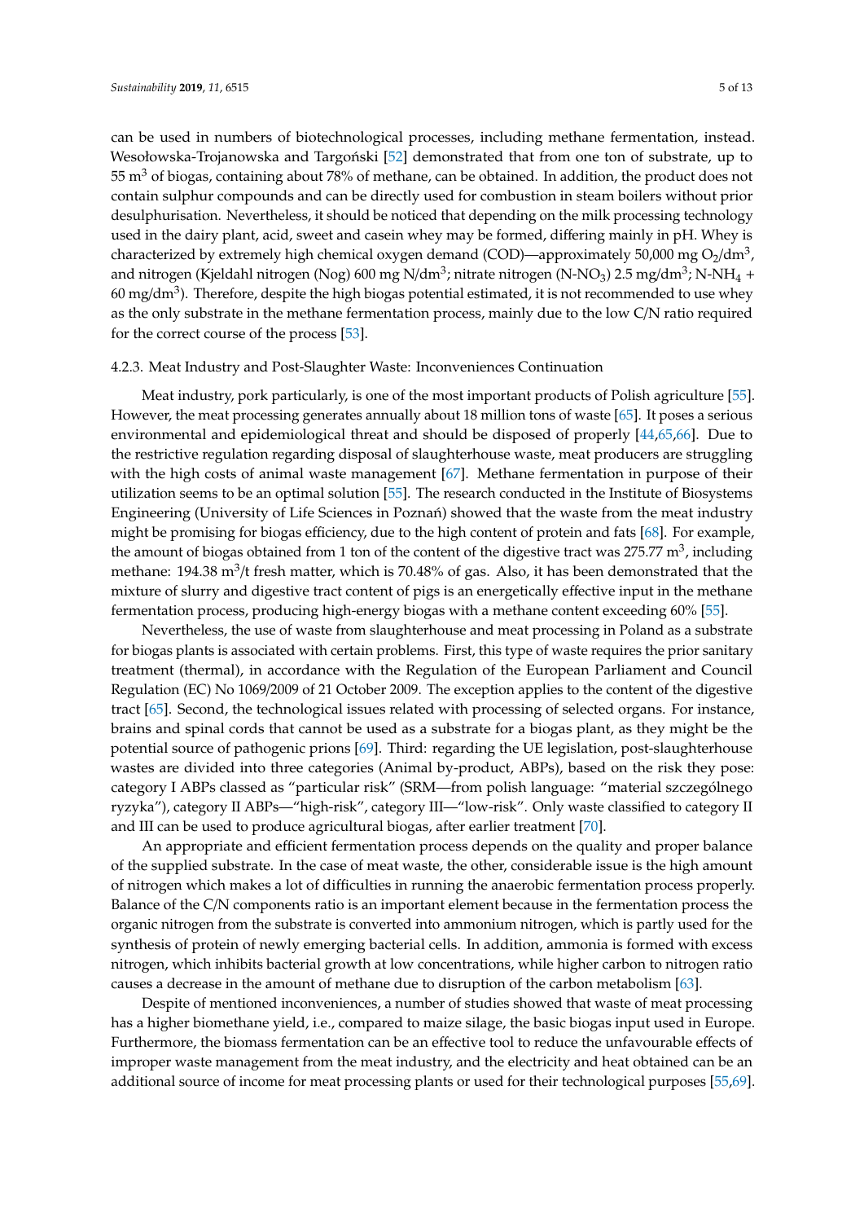can be used in numbers of biotechnological processes, including methane fermentation, instead. Wesołowska-Trojanowska and Targoński [52] demonstrated that from one ton of substrate, up to 55 $m^3$ of biogas, containing about 78% of methane, can be obtained. In addition, the product does not contain sulphur compounds and can be directly used for combustion in steam boilers without prior desulphurisation. Nevertheless, it should be noticed that depending on the milk processing technology used in the dairy plant, acid, sweet and casein whey may be formed, differing mainly in pH. Whey is characterized by extremely high chemical oxygen demand (COD)—approximately 50,000 mg $O_2/dm^3$, and nitrogen (Kjeldahl nitrogen (Nog) 600 mg N/$dm^3$; nitrate nitrogen (N-$NO_3$) 2.5 mg/$dm^3$; N-$NH_4$ + 60 mg/$dm^3$). Therefore, despite the high biogas potential estimated, it is not recommended to use whey as the only substrate in the methane fermentation process, mainly due to the low C/N ratio required for the correct course of the process [53].

#### 4.2.3. Meat Industry and Post-Slaughter Waste: Inconveniences Continuation

Meat industry, pork particularly, is one of the most important products of Polish agriculture [55]. However, the meat processing generates annually about 18 million tons of waste [65]. It poses a serious environmental and epidemiological threat and should be disposed of properly [44,65,66]. Due to the restrictive regulation regarding disposal of slaughterhouse waste, meat producers are struggling with the high costs of animal waste management [67]. Methane fermentation in purpose of their utilization seems to be an optimal solution [55]. The research conducted in the Institute of Biosystems Engineering (University of Life Sciences in Poznań) showed that the waste from the meat industry might be promising for biogas efficiency, due to the high content of protein and fats [68]. For example, the amount of biogas obtained from 1 ton of the content of the digestive tract was 275.77 $m^3$, including methane: 194.38 $m^3$/t fresh matter, which is 70.48% of gas. Also, it has been demonstrated that the mixture of slurry and digestive tract content of pigs is an energetically effective input in the methane fermentation process, producing high-energy biogas with a methane content exceeding 60% [55].

Nevertheless, the use of waste from slaughterhouse and meat processing in Poland as a substrate for biogas plants is associated with certain problems. First, this type of waste requires the prior sanitary treatment (thermal), in accordance with the Regulation of the European Parliament and Council Regulation (EC) No 1069/2009 of 21 October 2009. The exception applies to the content of the digestive tract [65]. Second, the technological issues related with processing of selected organs. For instance, brains and spinal cords that cannot be used as a substrate for a biogas plant, as they might be the potential source of pathogenic prions [69]. Third: regarding the UE legislation, post-slaughterhouse wastes are divided into three categories (Animal by-product, ABPs), based on the risk they pose: category I ABPs classed as "particular risk" (SRM—from polish language: "material szczególnego ryzyka"), category II ABPs—"high-risk", category III—"low-risk". Only waste classified to category II and III can be used to produce agricultural biogas, after earlier treatment [70].

An appropriate and efficient fermentation process depends on the quality and proper balance of the supplied substrate. In the case of meat waste, the other, considerable issue is the high amount of nitrogen which makes a lot of difficulties in running the anaerobic fermentation process properly. Balance of the C/N components ratio is an important element because in the fermentation process the organic nitrogen from the substrate is converted into ammonium nitrogen, which is partly used for the synthesis of protein of newly emerging bacterial cells. In addition, ammonia is formed with excess nitrogen, which inhibits bacterial growth at low concentrations, while higher carbon to nitrogen ratio causes a decrease in the amount of methane due to disruption of the carbon metabolism [63].

Despite of mentioned inconveniences, a number of studies showed that waste of meat processing has a higher biomethane yield, i.e., compared to maize silage, the basic biogas input used in Europe. Furthermore, the biomass fermentation can be an effective tool to reduce the unfavourable effects of improper waste management from the meat industry, and the electricity and heat obtained can be an additional source of income for meat processing plants or used for their technological purposes [55,69].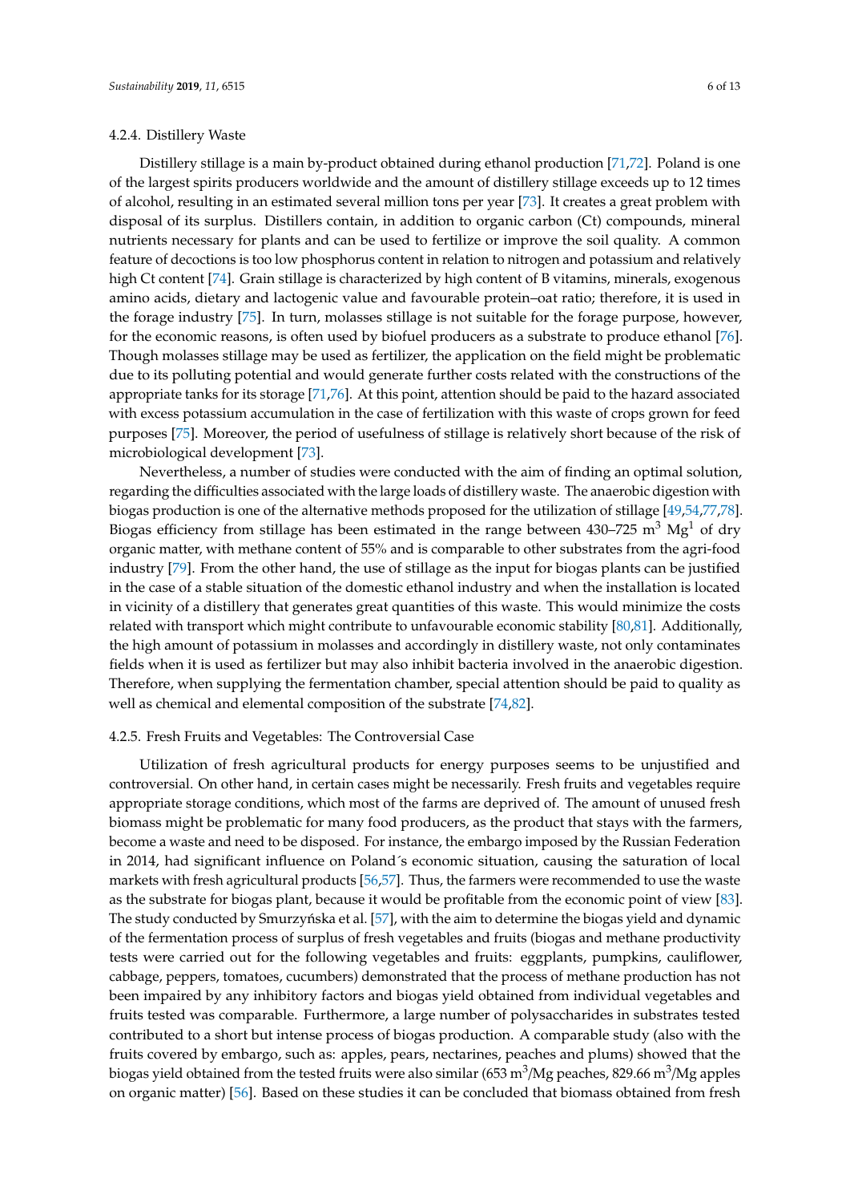#### 4.2.4. Distillery Waste

Distillery stillage is a main by-product obtained during ethanol production [71,72]. Poland is one of the largest spirits producers worldwide and the amount of distillery stillage exceeds up to 12 times of alcohol, resulting in an estimated several million tons per year [73]. It creates a great problem with disposal of its surplus. Distillers contain, in addition to organic carbon (Ct) compounds, mineral nutrients necessary for plants and can be used to fertilize or improve the soil quality. A common feature of decoctions is too low phosphorus content in relation to nitrogen and potassium and relatively high Ct content [74]. Grain stillage is characterized by high content of B vitamins, minerals, exogenous amino acids, dietary and lactogenic value and favourable protein–oat ratio; therefore, it is used in the forage industry [75]. In turn, molasses stillage is not suitable for the forage purpose, however, for the economic reasons, is often used by biofuel producers as a substrate to produce ethanol [76]. Though molasses stillage may be used as fertilizer, the application on the field might be problematic due to its polluting potential and would generate further costs related with the constructions of the appropriate tanks for its storage [71,76]. At this point, attention should be paid to the hazard associated with excess potassium accumulation in the case of fertilization with this waste of crops grown for feed purposes [75]. Moreover, the period of usefulness of stillage is relatively short because of the risk of microbiological development [73].

Nevertheless, a number of studies were conducted with the aim of finding an optimal solution, regarding the difficulties associated with the large loads of distillery waste. The anaerobic digestion with biogas production is one of the alternative methods proposed for the utilization of stillage [49,54,77,78]. Biogas efficiency from stillage has been estimated in the range between 430–725 $m^3$ $Mg^1$ of dry organic matter, with methane content of 55% and is comparable to other substrates from the agri-food industry [79]. From the other hand, the use of stillage as the input for biogas plants can be justified in the case of a stable situation of the domestic ethanol industry and when the installation is located in vicinity of a distillery that generates great quantities of this waste. This would minimize the costs related with transport which might contribute to unfavourable economic stability [80,81]. Additionally, the high amount of potassium in molasses and accordingly in distillery waste, not only contaminates fields when it is used as fertilizer but may also inhibit bacteria involved in the anaerobic digestion. Therefore, when supplying the fermentation chamber, special attention should be paid to quality as well as chemical and elemental composition of the substrate [74,82].

#### 4.2.5. Fresh Fruits and Vegetables: The Controversial Case

Utilization of fresh agricultural products for energy purposes seems to be unjustified and controversial. On other hand, in certain cases might be necessarily. Fresh fruits and vegetables require appropriate storage conditions, which most of the farms are deprived of. The amount of unused fresh biomass might be problematic for many food producers, as the product that stays with the farmers, become a waste and need to be disposed. For instance, the embargo imposed by the Russian Federation in 2014, had significant influence on Poland´s economic situation, causing the saturation of local markets with fresh agricultural products [56,57]. Thus, the farmers were recommended to use the waste as the substrate for biogas plant, because it would be profitable from the economic point of view [83]. The study conducted by Smurzyńska et al. [57], with the aim to determine the biogas yield and dynamic of the fermentation process of surplus of fresh vegetables and fruits (biogas and methane productivity tests were carried out for the following vegetables and fruits: eggplants, pumpkins, cauliflower, cabbage, peppers, tomatoes, cucumbers) demonstrated that the process of methane production has not been impaired by any inhibitory factors and biogas yield obtained from individual vegetables and fruits tested was comparable. Furthermore, a large number of polysaccharides in substrates tested contributed to a short but intense process of biogas production. A comparable study (also with the fruits covered by embargo, such as: apples, pears, nectarines, peaches and plums) showed that the biogas yield obtained from the tested fruits were also similar (653 $m^3$/Mg peaches, 829.66 $m^3$/Mg apples on organic matter) [56]. Based on these studies it can be concluded that biomass obtained from fresh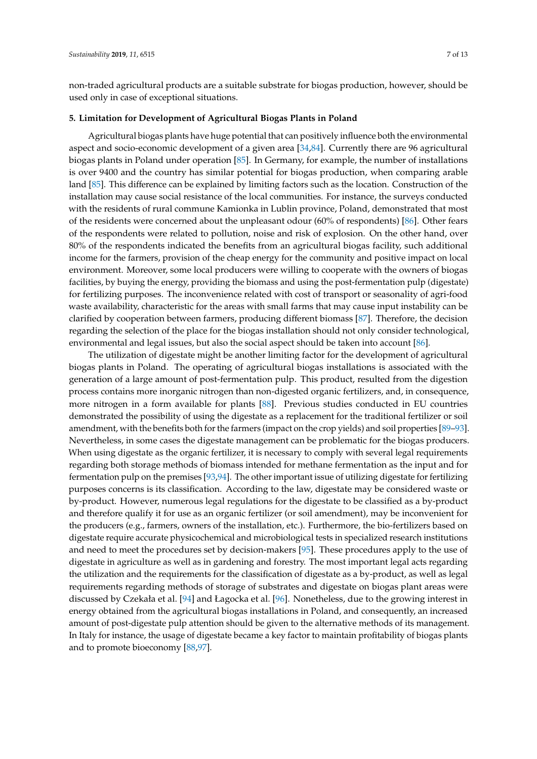non-traded agricultural products are a suitable substrate for biogas production, however, should be used only in case of exceptional situations.

## 5. Limitation for Development of Agricultural Biogas Plants in Poland

Agricultural biogas plants have huge potential that can positively influence both the environmental aspect and socio-economic development of a given area [34,84]. Currently there are 96 agricultural biogas plants in Poland under operation [85]. In Germany, for example, the number of installations is over 9400 and the country has similar potential for biogas production, when comparing arable land [85]. This difference can be explained by limiting factors such as the location. Construction of the installation may cause social resistance of the local communities. For instance, the surveys conducted with the residents of rural commune Kamionka in Lublin province, Poland, demonstrated that most of the residents were concerned about the unpleasant odour (60% of respondents) [86]. Other fears of the respondents were related to pollution, noise and risk of explosion. On the other hand, over 80% of the respondents indicated the benefits from an agricultural biogas facility, such additional income for the farmers, provision of the cheap energy for the community and positive impact on local environment. Moreover, some local producers were willing to cooperate with the owners of biogas facilities, by buying the energy, providing the biomass and using the post-fermentation pulp (digestate) for fertilizing purposes. The inconvenience related with cost of transport or seasonality of agri-food waste availability, characteristic for the areas with small farms that may cause input instability can be clarified by cooperation between farmers, producing different biomass [87]. Therefore, the decision regarding the selection of the place for the biogas installation should not only consider technological, environmental and legal issues, but also the social aspect should be taken into account [86].

The utilization of digestate might be another limiting factor for the development of agricultural biogas plants in Poland. The operating of agricultural biogas installations is associated with the generation of a large amount of post-fermentation pulp. This product, resulted from the digestion process contains more inorganic nitrogen than non-digested organic fertilizers, and, in consequence, more nitrogen in a form available for plants [88]. Previous studies conducted in EU countries demonstrated the possibility of using the digestate as a replacement for the traditional fertilizer or soil amendment, with the benefits both for the farmers (impact on the crop yields) and soil properties [89–93]. Nevertheless, in some cases the digestate management can be problematic for the biogas producers. When using digestate as the organic fertilizer, it is necessary to comply with several legal requirements regarding both storage methods of biomass intended for methane fermentation as the input and for fermentation pulp on the premises [93,94]. The other important issue of utilizing digestate for fertilizing purposes concerns is its classification. According to the law, digestate may be considered waste or by-product. However, numerous legal regulations for the digestate to be classified as a by-product and therefore qualify it for use as an organic fertilizer (or soil amendment), may be inconvenient for the producers (e.g., farmers, owners of the installation, etc.). Furthermore, the bio-fertilizers based on digestate require accurate physicochemical and microbiological tests in specialized research institutions and need to meet the procedures set by decision-makers [95]. These procedures apply to the use of digestate in agriculture as well as in gardening and forestry. The most important legal acts regarding the utilization and the requirements for the classification of digestate as a by-product, as well as legal requirements regarding methods of storage of substrates and digestate on biogas plant areas were discussed by Czekała et al. [94] and Łagocka et al. [96]. Nonetheless, due to the growing interest in energy obtained from the agricultural biogas installations in Poland, and consequently, an increased amount of post-digestate pulp attention should be given to the alternative methods of its management. In Italy for instance, the usage of digestate became a key factor to maintain profitability of biogas plants and to promote bioeconomy [88,97].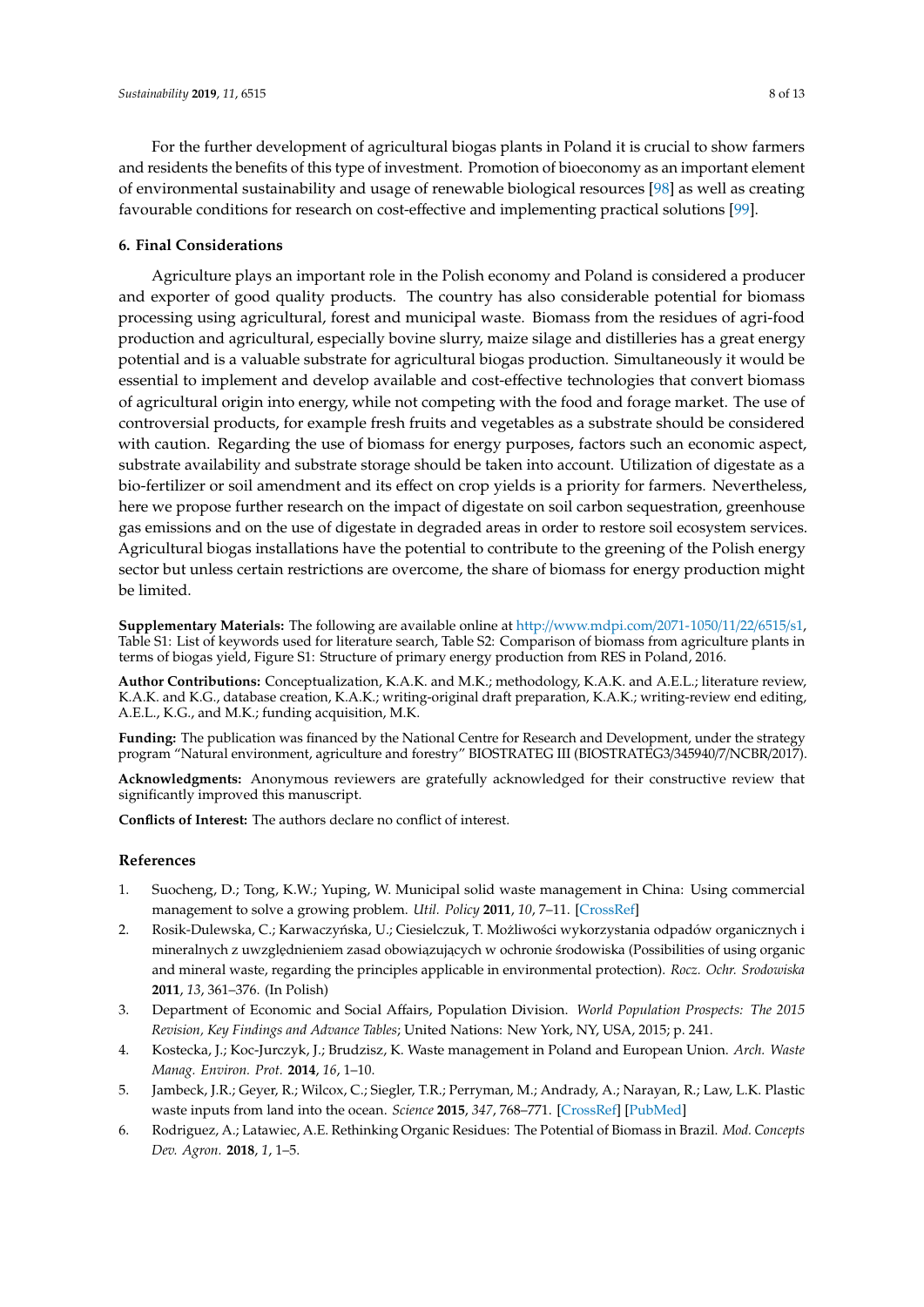For the further development of agricultural biogas plants in Poland it is crucial to show farmers and residents the benefits of this type of investment. Promotion of bioeconomy as an important element of environmental sustainability and usage of renewable biological resources [98] as well as creating favourable conditions for research on cost-effective and implementing practical solutions [99].

## 6. Final Considerations

Agriculture plays an important role in the Polish economy and Poland is considered a producer and exporter of good quality products. The country has also considerable potential for biomass processing using agricultural, forest and municipal waste. Biomass from the residues of agri-food production and agricultural, especially bovine slurry, maize silage and distilleries has a great energy potential and is a valuable substrate for agricultural biogas production. Simultaneously it would be essential to implement and develop available and cost-effective technologies that convert biomass of agricultural origin into energy, while not competing with the food and forage market. The use of controversial products, for example fresh fruits and vegetables as a substrate should be considered with caution. Regarding the use of biomass for energy purposes, factors such an economic aspect, substrate availability and substrate storage should be taken into account. Utilization of digestate as a bio-fertilizer or soil amendment and its effect on crop yields is a priority for farmers. Nevertheless, here we propose further research on the impact of digestate on soil carbon sequestration, greenhouse gas emissions and on the use of digestate in degraded areas in order to restore soil ecosystem services. Agricultural biogas installations have the potential to contribute to the greening of the Polish energy sector but unless certain restrictions are overcome, the share of biomass for energy production might be limited.

**Supplementary Materials:** The following are available online at http://www.mdpi.com/2071-1050/11/22/6515/s1, Table S1: List of keywords used for literature search, Table S2: Comparison of biomass from agriculture plants in terms of biogas yield, Figure S1: Structure of primary energy production from RES in Poland, 2016.

**Author Contributions:** Conceptualization, K.A.K. and M.K.; methodology, K.A.K. and A.E.L.; literature review, K.A.K. and K.G., database creation, K.A.K.; writing-original draft preparation, K.A.K.; writing-review end editing, A.E.L., K.G., and M.K.; funding acquisition, M.K.

**Funding:** The publication was financed by the National Centre for Research and Development, under the strategy program "Natural environment, agriculture and forestry" BIOSTRATEG III (BIOSTRATEG3/345940/7/NCBR/2017).

**Acknowledgments:** Anonymous reviewers are gratefully acknowledged for their constructive review that significantly improved this manuscript.

**Conflicts of Interest:** The authors declare no conflict of interest.

## References

1. Suocheng, D.; Tong, K.W.; Yuping, W. Municipal solid waste management in China: Using commercial management to solve a growing problem. *Util. Policy* **2011**, *10*, 7–11. [CrossRef]
2. Rosik-Dulewska, C.; Karwaczyńska, U.; Ciesielczuk, T. Możliwości wykorzystania odpadów organicznych i mineralnych z uwzględnieniem zasad obowiązujących w ochronie środowiska (Possibilities of using organic and mineral waste, regarding the principles applicable in environmental protection). *Rocz. Ochr. Srodowiska* **2011**, *13*, 361–376. (In Polish)
3. Department of Economic and Social Affairs, Population Division. *World Population Prospects: The 2015 Revision, Key Findings and Advance Tables*; United Nations: New York, NY, USA, 2015; p. 241.
4. Kostecka, J.; Koc-Jurczyk, J.; Brudzisz, K. Waste management in Poland and European Union. *Arch. Waste Manag. Environ. Prot.* **2014**, *16*, 1–10.
5. Jambeck, J.R.; Geyer, R.; Wilcox, C.; Siegler, T.R.; Perryman, M.; Andrady, A.; Narayan, R.; Law, L.K. Plastic waste inputs from land into the ocean. *Science* **2015**, *347*, 768–771. [CrossRef] [PubMed]
6. Rodriguez, A.; Latawiec, A.E. Rethinking Organic Residues: The Potential of Biomass in Brazil. *Mod. Concepts Dev. Agron.* **2018**, *1*, 1–5.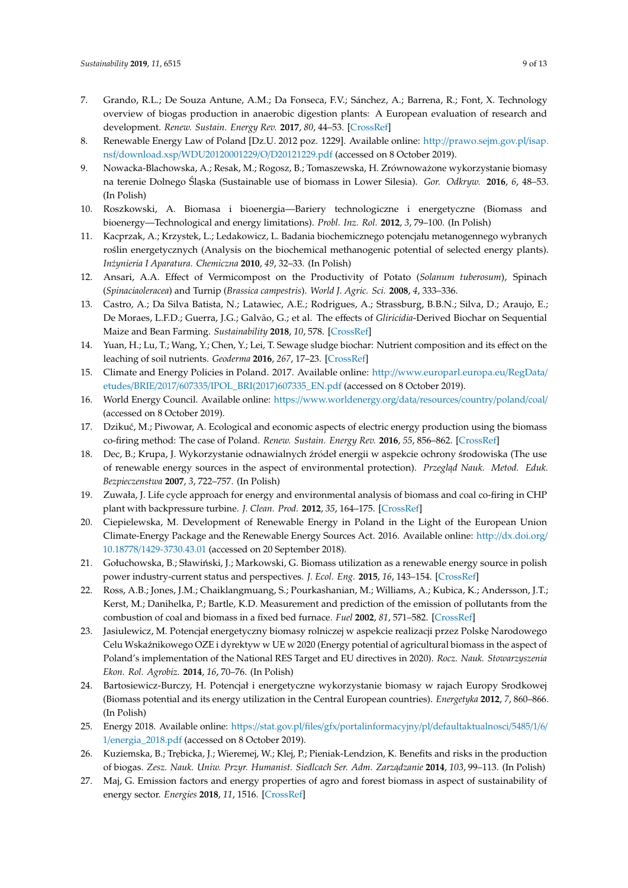7. Grando, R.L.; De Souza Antune, A.M.; Da Fonseca, F.V.; Sánchez, A.; Barrena, R.; Font, X. Technology overview of biogas production in anaerobic digestion plants: A European evaluation of research and development. *Renew. Sustain. Energy Rev.* **2017**, *80*, 44–53. [CrossRef]
8. Renewable Energy Law of Poland [Dz.U. 2012 poz. 1229]. Available online: http://prawo.sejm.gov.pl/isap.nsf/download.xsp/WDU20120001229/O/D20121229.pdf (accessed on 8 October 2019).
9. Nowacka-Blachowska, A.; Resak, M.; Rogosz, B.; Tomaszewska, H. Zrównoważone wykorzystanie biomasy na terenie Dolnego Śląska (Sustainable use of biomass in Lower Silesia). *Gor. Odkryw.* **2016**, *6*, 48–53. (In Polish)
10. Roszkowski, A. Biomasa i bioenergia—Bariery technologiczne i energetyczne (Biomass and bioenergy—Technological and energy limitations). *Probl. Inz. Rol.* **2012**, *3*, 79–100. (In Polish)
11. Kacprzak, A.; Krzystek, L.; Ledakowicz, L. Badania biochemicznego potencjału metanogennego wybranych roślin energetycznych (Analysis on the biochemical methanogenic potential of selected energy plants). *Inżynieria I Aparatura. Chemiczna* **2010**, *49*, 32–33. (In Polish)
12. Ansari, A.A. Effect of Vermicompost on the Productivity of Potato (*Solanum tuberosum*), Spinach (*Spinaciaoleracea*) and Turnip (*Brassica campestris*). *World J. Agric. Sci.* **2008**, *4*, 333–336.
13. Castro, A.; Da Silva Batista, N.; Latawiec, A.E.; Rodrigues, A.; Strassburg, B.B.N.; Silva, D.; Araujo, E.; De Moraes, L.F.D.; Guerra, J.G.; Galvão, G.; et al. The effects of *Gliricidia*-Derived Biochar on Sequential Maize and Bean Farming. *Sustainability* **2018**, *10*, 578. [CrossRef]
14. Yuan, H.; Lu, T.; Wang, Y.; Chen, Y.; Lei, T. Sewage sludge biochar: Nutrient composition and its effect on the leaching of soil nutrients. *Geoderma* **2016**, *267*, 17–23. [CrossRef]
15. Climate and Energy Policies in Poland. 2017. Available online: http://www.europarl.europa.eu/RegData/etudes/BRIE/2017/607335/IPOL_BRI(2017)607335_EN.pdf (accessed on 8 October 2019).
16. World Energy Council. Available online: https://www.worldenergy.org/data/resources/country/poland/coal/ (accessed on 8 October 2019).
17. Dzikuć, M.; Piwowar, A. Ecological and economic aspects of electric energy production using the biomass co-firing method: The case of Poland. *Renew. Sustain. Energy Rev.* **2016**, *55*, 856–862. [CrossRef]
18. Dec, B.; Krupa, J. Wykorzystanie odnawialnych źródeł energii w aspekcie ochrony środowiska (The use of renewable energy sources in the aspect of environmental protection). *Przegląd Nauk. Metod. Eduk. Bezpieczenstwa* **2007**, *3*, 722–757. (In Polish)
19. Zuwała, J. Life cycle approach for energy and environmental analysis of biomass and coal co-firing in CHP plant with backpressure turbine. *J. Clean. Prod.* **2012**, *35*, 164–175. [CrossRef]
20. Ciepielewska, M. Development of Renewable Energy in Poland in the Light of the European Union Climate-Energy Package and the Renewable Energy Sources Act. 2016. Available online: http://dx.doi.org/10.18778/1429-3730.43.01 (accessed on 20 September 2018).
21. Gołuchowska, B.; Sławiński, J.; Markowski, G. Biomass utilization as a renewable energy source in polish power industry-current status and perspectives. *J. Ecol. Eng.* **2015**, *16*, 143–154. [CrossRef]
22. Ross, A.B.; Jones, J.M.; Chaiklangmuang, S.; Pourkashanian, M.; Williams, A.; Kubica, K.; Andersson, J.T.; Kerst, M.; Danihelka, P.; Bartle, K.D. Measurement and prediction of the emission of pollutants from the combustion of coal and biomass in a fixed bed furnace. *Fuel* **2002**, *81*, 571–582. [CrossRef]
23. Jasiulewicz, M. Potencjał energetyczny biomasy rolniczej w aspekcie realizacji przez Polskę Narodowego Celu Wskaźnikowego OZE i dyrektyw w UE w 2020 (Energy potential of agricultural biomass in the aspect of Poland's implementation of the National RES Target and EU directives in 2020). *Rocz. Nauk. Stowarzyszenia Ekon. Rol. Agrobiz.* **2014**, *16*, 70–76. (In Polish)
24. Bartosiewicz-Burczy, H. Potencjał i energetyczne wykorzystanie biomasy w rajach Europy Srodkowej (Biomass potential and its energy utilization in the Central European countries). *Energetyka* **2012**, *7*, 860–866. (In Polish)
25. Energy 2018. Available online: https://stat.gov.pl/files/gfx/portalinformacyjny/pl/defaultaktualnosci/5485/1/6/1/energia_2018.pdf (accessed on 8 October 2019).
26. Kuziemska, B.; Trębicka, J.; Wieremej, W.; Klej, P.; Pieniak-Lendzion, K. Benefits and risks in the production of biogas. *Zesz. Nauk. Uniw. Przyr. Humanist. Siedlcach Ser. Adm. Zarządzanie* **2014**, *103*, 99–113. (In Polish)
27. Maj, G. Emission factors and energy properties of agro and forest biomass in aspect of sustainability of energy sector. *Energies* **2018**, *11*, 1516. [CrossRef]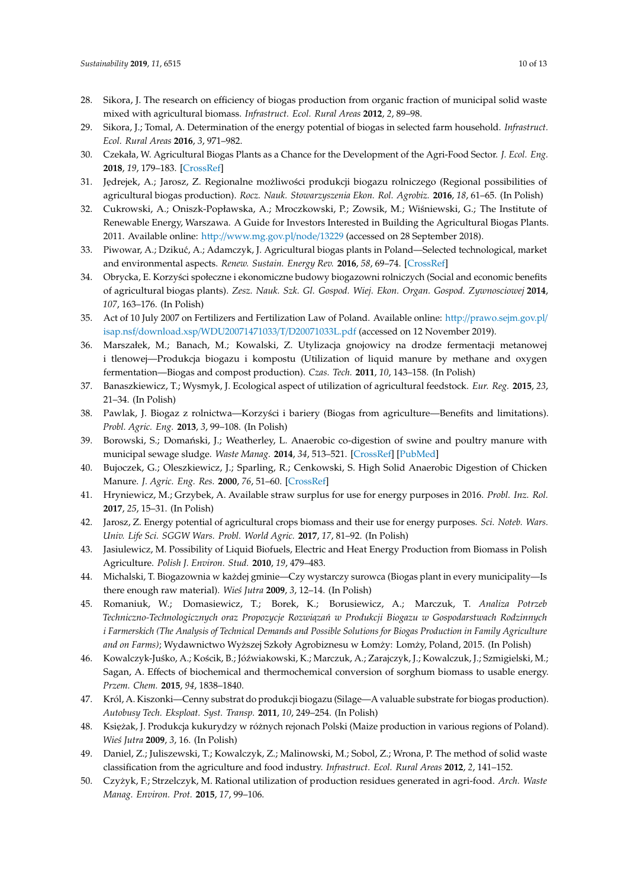28. Sikora, J. The research on efficiency of biogas production from organic fraction of municipal solid waste mixed with agricultural biomass. *Infrastruct. Ecol. Rural Areas* **2012**, *2*, 89–98.
29. Sikora, J.; Tomal, A. Determination of the energy potential of biogas in selected farm household. *Infrastruct. Ecol. Rural Areas* **2016**, *3*, 971–982.
30. Czekała, W. Agricultural Biogas Plants as a Chance for the Development of the Agri-Food Sector. *J. Ecol. Eng.* **2018**, *19*, 179–183. [CrossRef]
31. Jędrejek, A.; Jarosz, Z. Regionalne możliwości produkcji biogazu rolniczego (Regional possibilities of agricultural biogas production). *Rocz. Nauk. Stowarzyszenia Ekon. Rol. Agrobiz.* **2016**, *18*, 61–65. (In Polish)
32. Cukrowski, A.; Oniszk-Popławska, A.; Mroczkowski, P.; Zowsik, M.; Wiśniewski, G.; The Institute of Renewable Energy, Warszawa. A Guide for Investors Interested in Building the Agricultural Biogas Plants. 2011. Available online: http://www.mg.gov.pl/node/13229 (accessed on 28 September 2018).
33. Piwowar, A.; Dzikuć, A.; Adamczyk, J. Agricultural biogas plants in Poland—Selected technological, market and environmental aspects. *Renew. Sustain. Energy Rev.* **2016**, *58*, 69–74. [CrossRef]
34. Obrycka, E. Korzyści społeczne i ekonomiczne budowy biogazowni rolniczych (Social and economic benefits of agricultural biogas plants). *Zesz. Nauk. Szk. Gl. Gospod. Wiej. Ekon. Organ. Gospod. Zywnosciowej* **2014**, *107*, 163–176. (In Polish)
35. Act of 10 July 2007 on Fertilizers and Fertilization Law of Poland. Available online: http://prawo.sejm.gov.pl/isap.nsf/download.xsp/WDU20071471033/T/D20071033L.pdf (accessed on 12 November 2019).
36. Marszałek, M.; Banach, M.; Kowalski, Z. Utylizacja gnojowicy na drodze fermentacji metanowej i tlenowej—Produkcja biogazu i kompostu (Utilization of liquid manure by methane and oxygen fermentation—Biogas and compost production). *Czas. Tech.* **2011**, *10*, 143–158. (In Polish)
37. Banaszkiewicz, T.; Wysmyk, J. Ecological aspect of utilization of agricultural feedstock. *Eur. Reg.* **2015**, *23*, 21–34. (In Polish)
38. Pawlak, J. Biogaz z rolnictwa—Korzyści i bariery (Biogas from agriculture—Benefits and limitations). *Probl. Agric. Eng.* **2013**, *3*, 99–108. (In Polish)
39. Borowski, S.; Domański, J.; Weatherley, L. Anaerobic co-digestion of swine and poultry manure with municipal sewage sludge. *Waste Manag.* **2014**, *34*, 513–521. [CrossRef] [PubMed]
40. Bujoczek, G.; Oleszkiewicz, J.; Sparling, R.; Cenkowski, S. High Solid Anaerobic Digestion of Chicken Manure. *J. Agric. Eng. Res.* **2000**, *76*, 51–60. [CrossRef]
41. Hryniewicz, M.; Grzybek, A. Available straw surplus for use for energy purposes in 2016. *Probl. Inz. Rol.* **2017**, *25*, 15–31. (In Polish)
42. Jarosz, Z. Energy potential of agricultural crops biomass and their use for energy purposes. *Sci. Noteb. Wars. Univ. Life Sci. SGGW Wars. Probl. World Agric.* **2017**, *17*, 81–92. (In Polish)
43. Jasiulewicz, M. Possibility of Liquid Biofuels, Electric and Heat Energy Production from Biomass in Polish Agriculture. *Polish J. Environ. Stud.* **2010**, *19*, 479–483.
44. Michalski, T. Biogazownia w każdej gminie—Czy wystarczy surowca (Biogas plant in every municipality—Is there enough raw material). *Wieś Jutra* **2009**, *3*, 12–14. (In Polish)
45. Romaniuk, W.; Domasiewicz, T.; Borek, K.; Borusiewicz, A.; Marczuk, T. *Analiza Potrzeb Techniczno-Technologicznych oraz Propozycje Rozwiązań w Produkcji Biogazu w Gospodarstwach Rodzinnych i Farmerskich (The Analysis of Technical Demands and Possible Solutions for Biogas Production in Family Agriculture and on Farms)*; Wydawnictwo Wyższej Szkoły Agrobiznesu w Łomży: Lomży, Poland, 2015. (In Polish)
46. Kowalczyk-Juśko, A.; Kościk, B.; Jóźwiakowski, K.; Marczuk, A.; Zarajczyk, J.; Kowalczuk, J.; Szmigielski, M.; Sagan, A. Effects of biochemical and thermochemical conversion of sorghum biomass to usable energy. *Przem. Chem.* **2015**, *94*, 1838–1840.
47. Król, A. Kiszonki—Cenny substrat do produkcji biogazu (Silage—A valuable substrate for biogas production). *Autobusy Tech. Eksploat. Syst. Transp.* **2011**, *10*, 249–254. (In Polish)
48. Księżak, J. Produkcja kukurydzy w różnych rejonach Polski (Maize production in various regions of Poland). *Wieś Jutra* **2009**, *3*, 16. (In Polish)
49. Daniel, Z.; Juliszewski, T.; Kowalczyk, Z.; Malinowski, M.; Sobol, Z.; Wrona, P. The method of solid waste classification from the agriculture and food industry. *Infrastruct. Ecol. Rural Areas* **2012**, *2*, 141–152.
50. Czyżyk, F.; Strzelczyk, M. Rational utilization of production residues generated in agri-food. *Arch. Waste Manag. Environ. Prot.* **2015**, *17*, 99–106.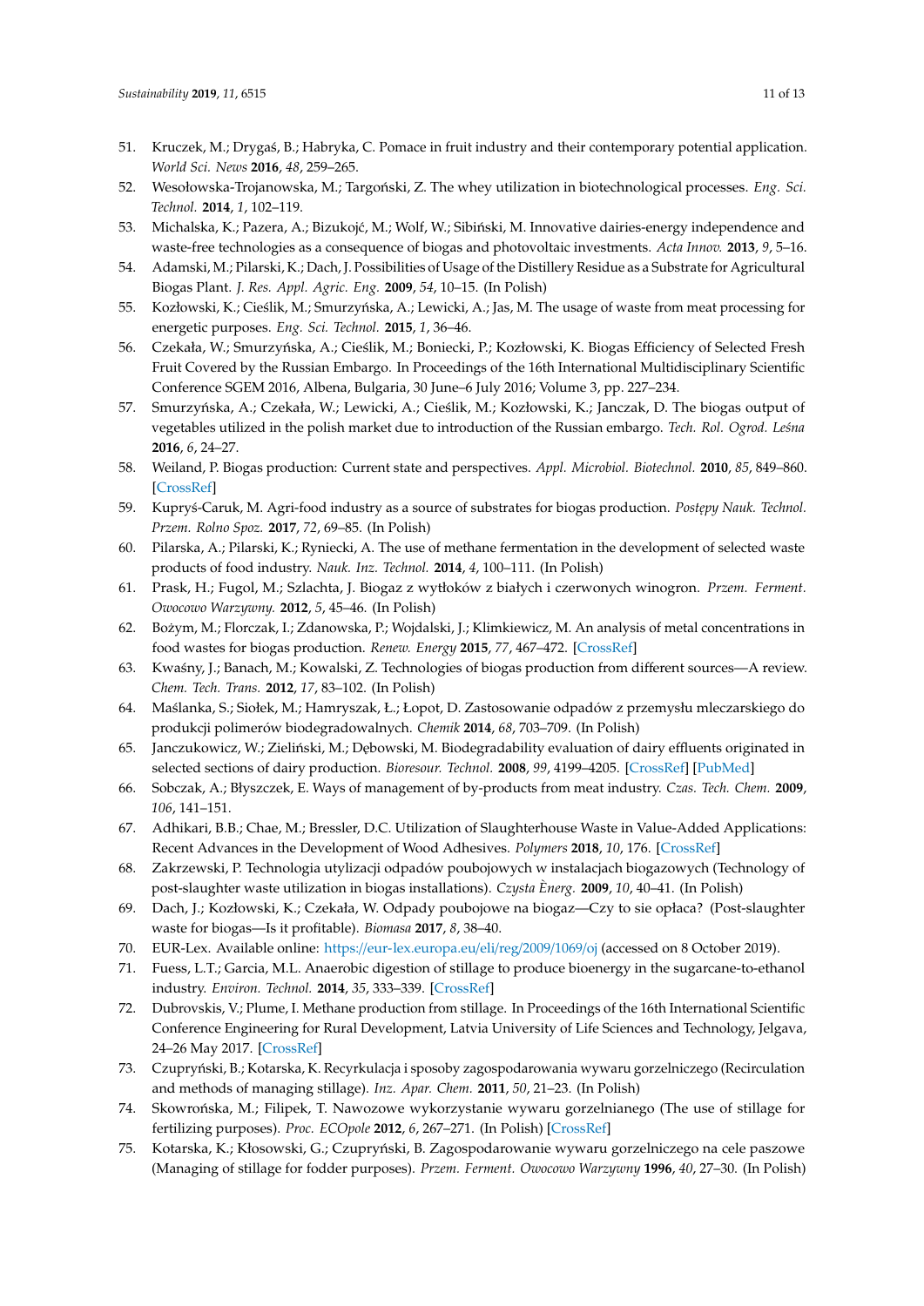51. Kruczek, M.; Drygaś, B.; Habryka, C. Pomace in fruit industry and their contemporary potential application. *World Sci. News* **2016**, *48*, 259–265.
52. Wesołowska-Trojanowska, M.; Targoński, Z. The whey utilization in biotechnological processes. *Eng. Sci. Technol.* **2014**, *1*, 102–119.
53. Michalska, K.; Pazera, A.; Bizukojć, M.; Wolf, W.; Sibiński, M. Innovative dairies-energy independence and waste-free technologies as a consequence of biogas and photovoltaic investments. *Acta Innov.* **2013**, *9*, 5–16.
54. Adamski, M.; Pilarski, K.; Dach, J. Possibilities of Usage of the Distillery Residue as a Substrate for Agricultural Biogas Plant. *J. Res. Appl. Agric. Eng.* **2009**, *54*, 10–15. (In Polish)
55. Kozłowski, K.; Cieślik, M.; Smurzyńska, A.; Lewicki, A.; Jas, M. The usage of waste from meat processing for energetic purposes. *Eng. Sci. Technol.* **2015**, *1*, 36–46.
56. Czekała, W.; Smurzyńska, A.; Cieślik, M.; Boniecki, P.; Kozłowski, K. Biogas Efficiency of Selected Fresh Fruit Covered by the Russian Embargo. In Proceedings of the 16th International Multidisciplinary Scientific Conference SGEM 2016, Albena, Bulgaria, 30 June–6 July 2016; Volume 3, pp. 227–234.
57. Smurzyńska, A.; Czekała, W.; Lewicki, A.; Cieślik, M.; Kozłowski, K.; Janczak, D. The biogas output of vegetables utilized in the polish market due to introduction of the Russian embargo. *Tech. Rol. Ogrod. Leśna* **2016**, *6*, 24–27.
58. Weiland, P. Biogas production: Current state and perspectives. *Appl. Microbiol. Biotechnol.* **2010**, *85*, 849–860. [CrossRef]
59. Kupryś-Caruk, M. Agri-food industry as a source of substrates for biogas production. *Postępy Nauk. Technol. Przem. Rolno Spoz.* **2017**, *72*, 69–85. (In Polish)
60. Pilarska, A.; Pilarski, K.; Ryniecki, A. The use of methane fermentation in the development of selected waste products of food industry. *Nauk. Inz. Technol.* **2014**, *4*, 100–111. (In Polish)
61. Prask, H.; Fugol, M.; Szlachta, J. Biogaz z wytłoków z białych i czerwonych winogron. *Przem. Ferment. Owocowo Warzywny.* **2012**, *5*, 45–46. (In Polish)
62. Bożym, M.; Florczak, I.; Zdanowska, P.; Wojdalski, J.; Klimkiewicz, M. An analysis of metal concentrations in food wastes for biogas production. *Renew. Energy* **2015**, *77*, 467–472. [CrossRef]
63. Kwaśny, J.; Banach, M.; Kowalski, Z. Technologies of biogas production from different sources—A review. *Chem. Tech. Trans.* **2012**, *17*, 83–102. (In Polish)
64. Maślanka, S.; Siołek, M.; Hamryszak, Ł.; Łopot, D. Zastosowanie odpadów z przemysłu mleczarskiego do produkcji polimerów biodegradowalnych. *Chemik* **2014**, *68*, 703–709. (In Polish)
65. Janczukowicz, W.; Zieliński, M.; Dębowski, M. Biodegradability evaluation of dairy effluents originated in selected sections of dairy production. *Bioresour. Technol.* **2008**, *99*, 4199–4205. [CrossRef] [PubMed]
66. Sobczak, A.; Błyszczek, E. Ways of management of by-products from meat industry. *Czas. Tech. Chem.* **2009**, *106*, 141–151.
67. Adhikari, B.B.; Chae, M.; Bressler, D.C. Utilization of Slaughterhouse Waste in Value-Added Applications: Recent Advances in the Development of Wood Adhesives. *Polymers* **2018**, *10*, 176. [CrossRef]
68. Zakrzewski, P. Technologia utylizacji odpadów poubojowych w instalacjach biogazowych (Technology of post-slaughter waste utilization in biogas installations). *Czysta Ènerg.* **2009**, *10*, 40–41. (In Polish)
69. Dach, J.; Kozłowski, K.; Czekała, W. Odpady poubojowe na biogaz—Czy to sie opłaca? (Post-slaughter waste for biogas—Is it profitable). *Biomasa* **2017**, *8*, 38–40.
70. EUR-Lex. Available online: https://eur-lex.europa.eu/eli/reg/2009/1069/oj (accessed on 8 October 2019).
71. Fuess, L.T.; Garcia, M.L. Anaerobic digestion of stillage to produce bioenergy in the sugarcane-to-ethanol industry. *Environ. Technol.* **2014**, *35*, 333–339. [CrossRef]
72. Dubrovskis, V.; Plume, I. Methane production from stillage. In Proceedings of the 16th International Scientific Conference Engineering for Rural Development, Latvia University of Life Sciences and Technology, Jelgava, 24–26 May 2017. [CrossRef]
73. Czupryński, B.; Kotarska, K. Recyrkulacja i sposoby zagospodarowania wywaru gorzelniczego (Recirculation and methods of managing stillage). *Inz. Apar. Chem.* **2011**, *50*, 21–23. (In Polish)
74. Skowrońska, M.; Filipek, T. Nawozowe wykorzystanie wywaru gorzelnianego (The use of stillage for fertilizing purposes). *Proc. ECOpole* **2012**, *6*, 267–271. (In Polish) [CrossRef]
75. Kotarska, K.; Kłosowski, G.; Czupryński, B. Zagospodarowanie wywaru gorzelniczego na cele paszowe (Managing of stillage for fodder purposes). *Przem. Ferment. Owocowo Warzywny* **1996**, *40*, 27–30. (In Polish)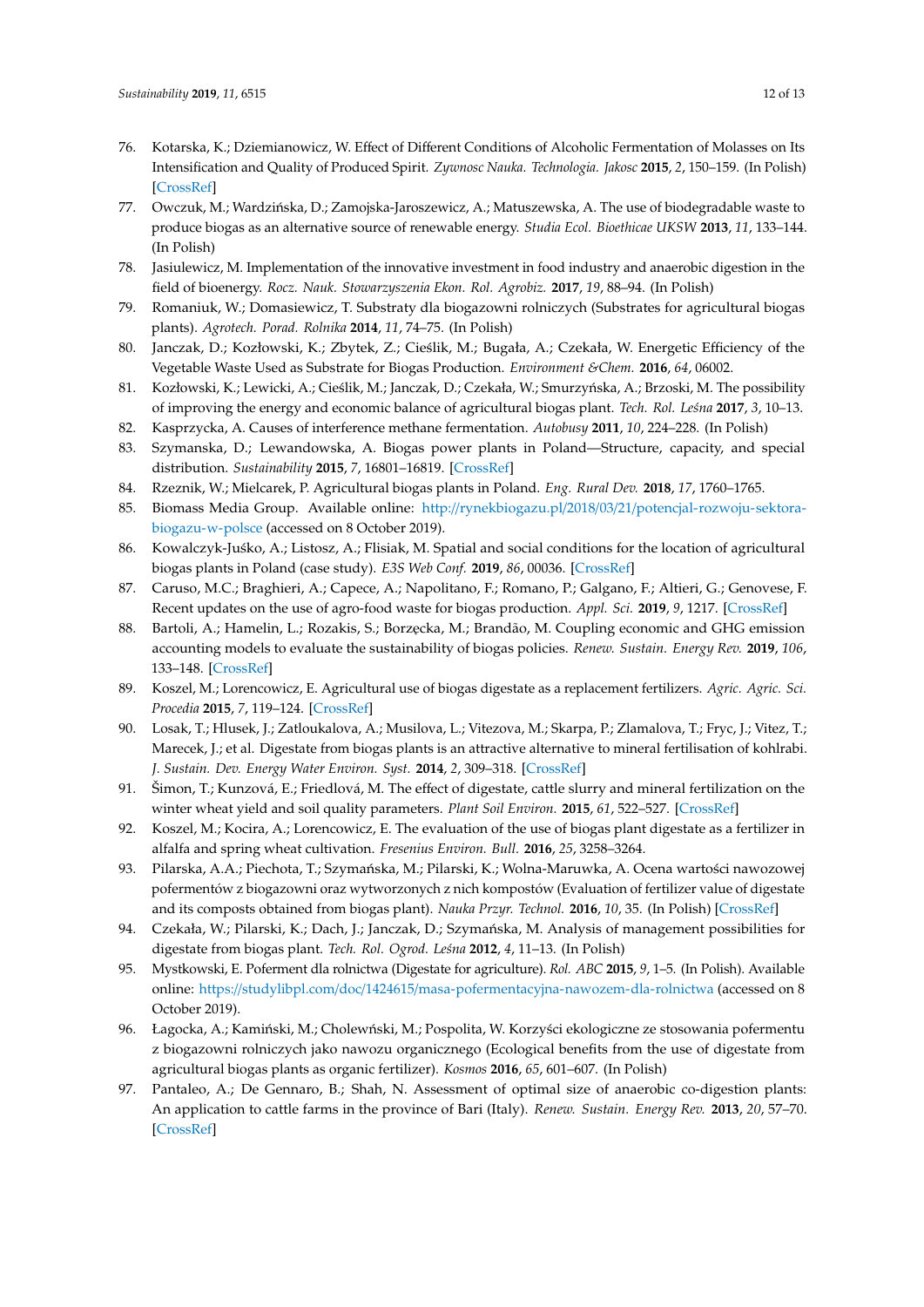76. Kotarska, K.; Dziemianowicz, W. Effect of Different Conditions of Alcoholic Fermentation of Molasses on Its Intensification and Quality of Produced Spirit. *Zywnosc Nauka. Technologia. Jakosc* **2015**, *2*, 150–159. (In Polish) [CrossRef]
77. Owczuk, M.; Wardzińska, D.; Zamojska-Jaroszewicz, A.; Matuszewska, A. The use of biodegradable waste to produce biogas as an alternative source of renewable energy. *Studia Ecol. Bioethicae UKSW* **2013**, *11*, 133–144. (In Polish)
78. Jasiulewicz, M. Implementation of the innovative investment in food industry and anaerobic digestion in the field of bioenergy. *Rocz. Nauk. Stowarzyszenia Ekon. Rol. Agrobiz.* **2017**, *19*, 88–94. (In Polish)
79. Romaniuk, W.; Domasiewicz, T. Substraty dla biogazowni rolniczych (Substrates for agricultural biogas plants). *Agrotech. Porad. Rolnika* **2014**, *11*, 74–75. (In Polish)
80. Janczak, D.; Kozłowski, K.; Zbytek, Z.; Cieślik, M.; Bugała, A.; Czekała, W. Energetic Efficiency of the Vegetable Waste Used as Substrate for Biogas Production. *Environment &Chem.* **2016**, *64*, 06002.
81. Kozłowski, K.; Lewicki, A.; Cieślik, M.; Janczak, D.; Czekała, W.; Smurzyńska, A.; Brzoski, M. The possibility of improving the energy and economic balance of agricultural biogas plant. *Tech. Rol. Leśna* **2017**, *3*, 10–13.
82. Kasprzycka, A. Causes of interference methane fermentation. *Autobusy* **2011**, *10*, 224–228. (In Polish)
83. Szymanska, D.; Lewandowska, A. Biogas power plants in Poland—Structure, capacity, and special distribution. *Sustainability* **2015**, *7*, 16801–16819. [CrossRef]
84. Rzeznik, W.; Mielcarek, P. Agricultural biogas plants in Poland. *Eng. Rural Dev.* **2018**, *17*, 1760–1765.
85. Biomass Media Group. Available online: http://rynekbiogazu.pl/2018/03/21/potencjal-rozwoju-sektora-biogazu-w-polsce (accessed on 8 October 2019).
86. Kowalczyk-Juśko, A.; Listosz, A.; Flisiak, M. Spatial and social conditions for the location of agricultural biogas plants in Poland (case study). *E3S Web Conf.* **2019**, *86*, 00036. [CrossRef]
87. Caruso, M.C.; Braghieri, A.; Capece, A.; Napolitano, F.; Romano, P.; Galgano, F.; Altieri, G.; Genovese, F. Recent updates on the use of agro-food waste for biogas production. *Appl. Sci.* **2019**, *9*, 1217. [CrossRef]
88. Bartoli, A.; Hamelin, L.; Rozakis, S.; Borzęcka, M.; Brandão, M. Coupling economic and GHG emission accounting models to evaluate the sustainability of biogas policies. *Renew. Sustain. Energy Rev.* **2019**, *106*, 133–148. [CrossRef]
89. Koszel, M.; Lorencowicz, E. Agricultural use of biogas digestate as a replacement fertilizers. *Agric. Agric. Sci. Procedia* **2015**, *7*, 119–124. [CrossRef]
90. Losak, T.; Hlusek, J.; Zatloukalova, A.; Musilova, L.; Vitezova, M.; Skarpa, P.; Zlamalova, T.; Fryc, J.; Vitez, T.; Marecek, J.; et al. Digestate from biogas plants is an attractive alternative to mineral fertilisation of kohlrabi. *J. Sustain. Dev. Energy Water Environ. Syst.* **2014**, *2*, 309–318. [CrossRef]
91. Šimon, T.; Kunzová, E.; Friedlová, M. The effect of digestate, cattle slurry and mineral fertilization on the winter wheat yield and soil quality parameters. *Plant Soil Environ.* **2015**, *61*, 522–527. [CrossRef]
92. Koszel, M.; Kocira, A.; Lorencowicz, E. The evaluation of the use of biogas plant digestate as a fertilizer in alfalfa and spring wheat cultivation. *Fresenius Environ. Bull.* **2016**, *25*, 3258–3264.
93. Pilarska, A.A.; Piechota, T.; Szymańska, M.; Pilarski, K.; Wolna-Maruwka, A. Ocena wartości nawozowej pofermentów z biogazowni oraz wytworzonych z nich kompostów (Evaluation of fertilizer value of digestate and its composts obtained from biogas plant). *Nauka Przyr. Technol.* **2016**, *10*, 35. (In Polish) [CrossRef]
94. Czekała, W.; Pilarski, K.; Dach, J.; Janczak, D.; Szymańska, M. Analysis of management possibilities for digestate from biogas plant. *Tech. Rol. Ogrod. Leśna* **2012**, *4*, 11–13. (In Polish)
95. Mystkowski, E. Poferment dla rolnictwa (Digestate for agriculture). *Rol. ABC* **2015**, *9*, 1–5. (In Polish). Available online: https://studylibpl.com/doc/1424615/masa-pofermentacyjna-nawozem-dla-rolnictwa (accessed on 8 October 2019).
96. Łagocka, A.; Kamiński, M.; Cholewński, M.; Pospolita, W. Korzyści ekologiczne ze stosowania pofermentu z biogazowni rolniczych jako nawozu organicznego (Ecological benefits from the use of digestate from agricultural biogas plants as organic fertilizer). *Kosmos* **2016**, *65*, 601–607. (In Polish)
97. Pantaleo, A.; De Gennaro, B.; Shah, N. Assessment of optimal size of anaerobic co-digestion plants: An application to cattle farms in the province of Bari (Italy). *Renew. Sustain. Energy Rev.* **2013**, *20*, 57–70. [CrossRef]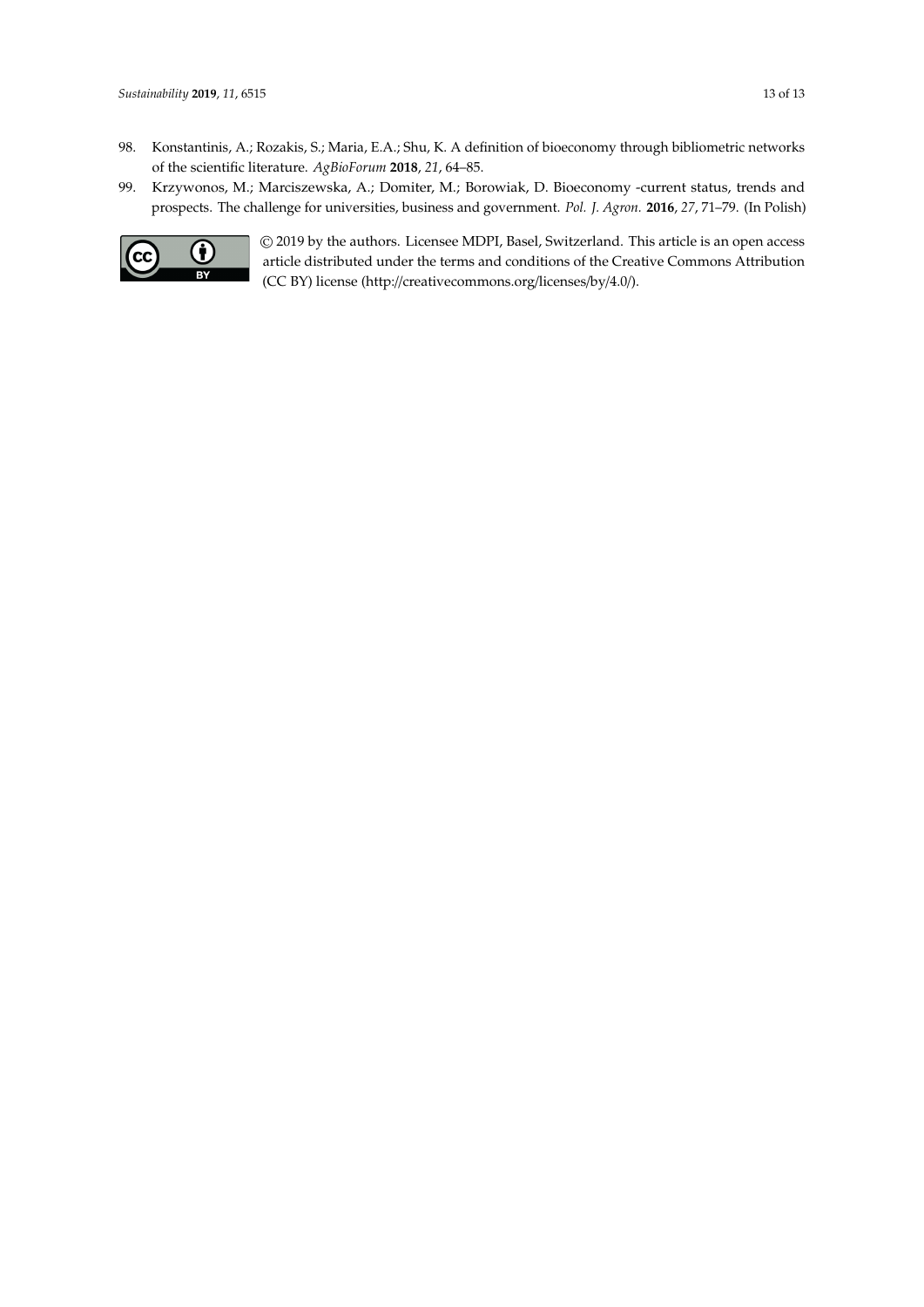98. Konstantinis, A.; Rozakis, S.; Maria, E.A.; Shu, K. A definition of bioeconomy through bibliometric networks of the scientific literature. *AgBioForum* **2018**, *21*, 64–85.
99. Krzywonos, M.; Marciszewska, A.; Domiter, M.; Borowiak, D. Bioeconomy -current status, trends and prospects. The challenge for universities, business and government. *Pol. J. Agron.* **2016**, *27*, 71–79. (In Polish)

© 2019 by the authors. Licensee MDPI, Basel, Switzerland. This article is an open access article distributed under the terms and conditions of the Creative Commons Attribution (CC BY) license (http://creativecommons.org/licenses/by/4.0/).